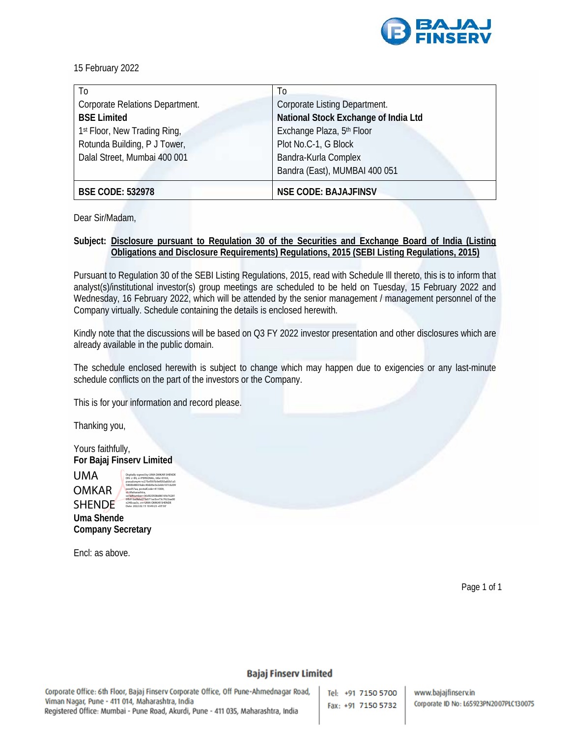15 February 2022

| To | To |
|---|---|
| Corporate Relations Department. | Corporate Listing Department. |
| **BSE Limited** | **National Stock Exchange of India Ltd** |
| 1st Floor, New Trading Ring, | Exchange Plaza, 5th Floor |
| Rotunda Building, P J Tower, | Plot No.C-1, G Block |
| Dalal Street, Mumbai 400 001 | Bandra-Kurla Complex |
| | Bandra (East), MUMBAI 400 051 |
| **BSE CODE: 532978** | **NSE CODE: BAJAJFINSV** |

Dear Sir/Madam,

**Subject: Disclosure pursuant to Regulation 30 of the Securities and Exchange Board of India (Listing Obligations and Disclosure Requirements) Regulations, 2015 (SEBI Listing Regulations, 2015)**

Pursuant to Regulation 30 of the SEBI Listing Regulations, 2015, read with Schedule III thereto, this is to inform that analyst(s)/institutional investor(s) group meetings are scheduled to be held on Tuesday, 15 February 2022 and Wednesday, 16 February 2022, which will be attended by the senior management / management personnel of the Company virtually. Schedule containing the details is enclosed herewith.

Kindly note that the discussions will be based on Q3 FY 2022 investor presentation and other disclosures which are already available in the public domain.

The schedule enclosed herewith is subject to change which may happen due to exigencies or any last-minute schedule conflicts on the part of the investors or the Company.

This is for your information and record please.

Thanking you,

Yours faithfully,
**For Bajaj Finserv Limited**

UMA OMKAR SHENDE

Digitally signed by UMA OMKAR SHENDE
Date: 2022.02.15 10:49:23 +05'30'

**Uma Shende**
**Company Secretary**

Encl: as above.

**Bajaj Finserv Limited**

Corporate Office: 6th Floor, Bajaj Finserv Corporate Office, Off Pune-Ahmednagar Road, Viman Nagar, Pune - 411 014, Maharashtra, India
Registered Office: Mumbai - Pune Road, Akurdi, Pune - 411 035, Maharashtra, India

Tel: +91 7150 5700
Fax: +91 7150 5732

www.bajajfinserv.in
Corporate ID No: L65923PN2007PLC130075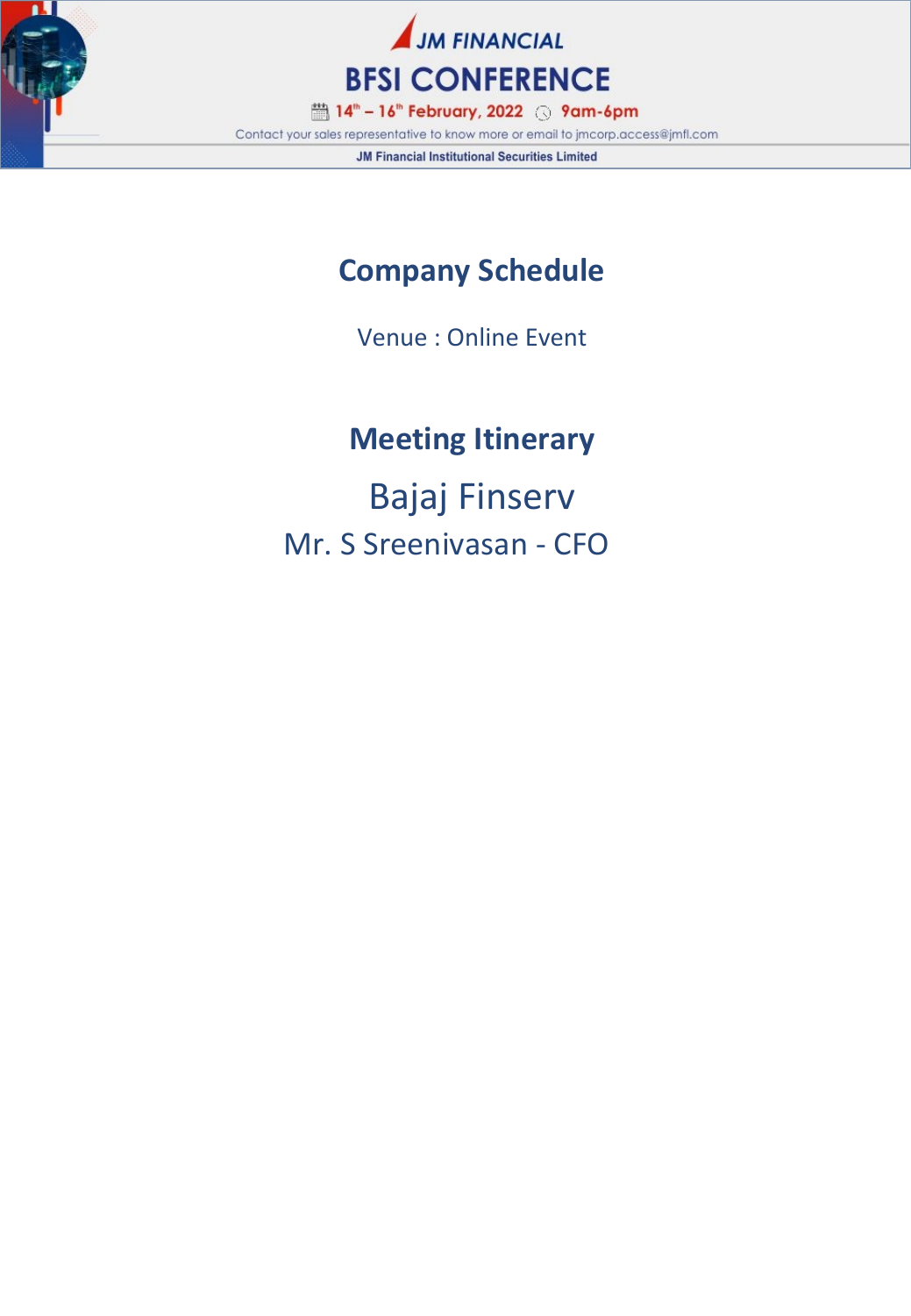JM FINANCIAL

# BFSI CONFERENCE

14th – 16th February, 2022 9am-6pm

Contact your sales representative to know more or email to jmcorp.access@jmfl.com

JM Financial Institutional Securities Limited

## Company Schedule

Venue : Online Event

## Meeting Itinerary

Bajaj Finserv

Mr. S Sreenivasan - CFO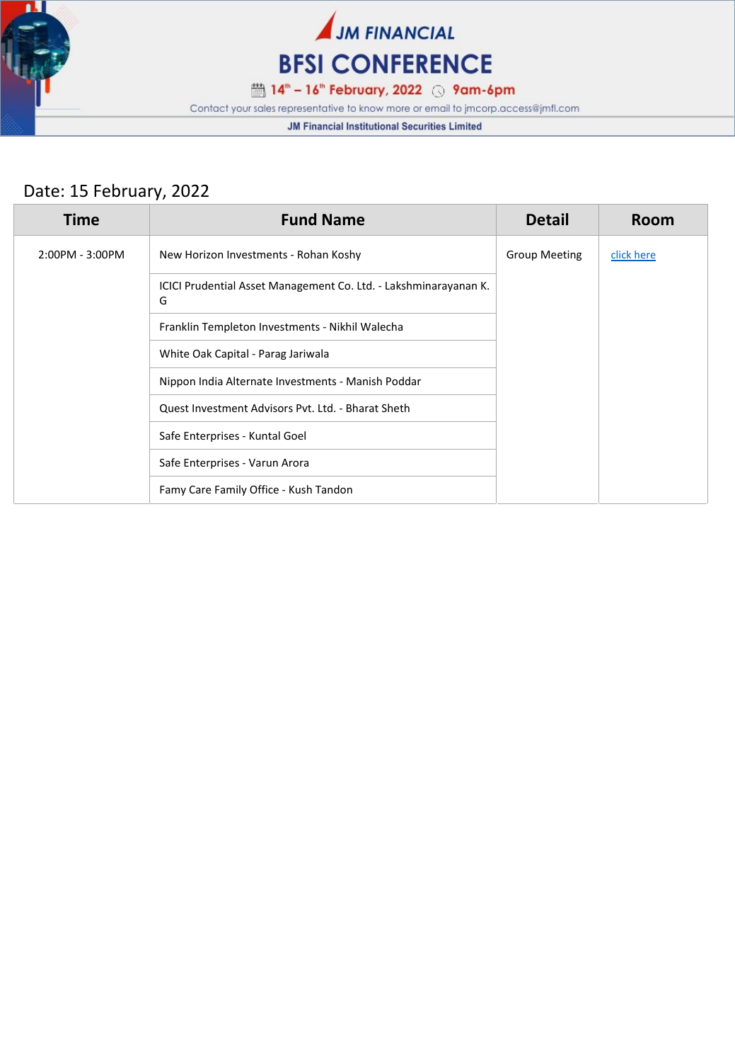JM FINANCIAL

# BFSI CONFERENCE

14th – 16th February, 2022 9am-6pm

Contact your sales representative to know more or email to jmcorp.access@jmfl.com

JM Financial Institutional Securities Limited

Date: 15 February, 2022

| Time | Fund Name | Detail | Room |
|---|---|---|---|
| 2:00PM - 3:00PM | New Horizon Investments - Rohan Koshy | Group Meeting | click here |
| | ICICI Prudential Asset Management Co. Ltd. - Lakshminarayanan K. G | | |
| | Franklin Templeton Investments - Nikhil Walecha | | |
| | White Oak Capital - Parag Jariwala | | |
| | Nippon India Alternate Investments - Manish Poddar | | |
| | Quest Investment Advisors Pvt. Ltd. - Bharat Sheth | | |
| | Safe Enterprises - Kuntal Goel | | |
| | Safe Enterprises - Varun Arora | | |
| | Famy Care Family Office - Kush Tandon | | |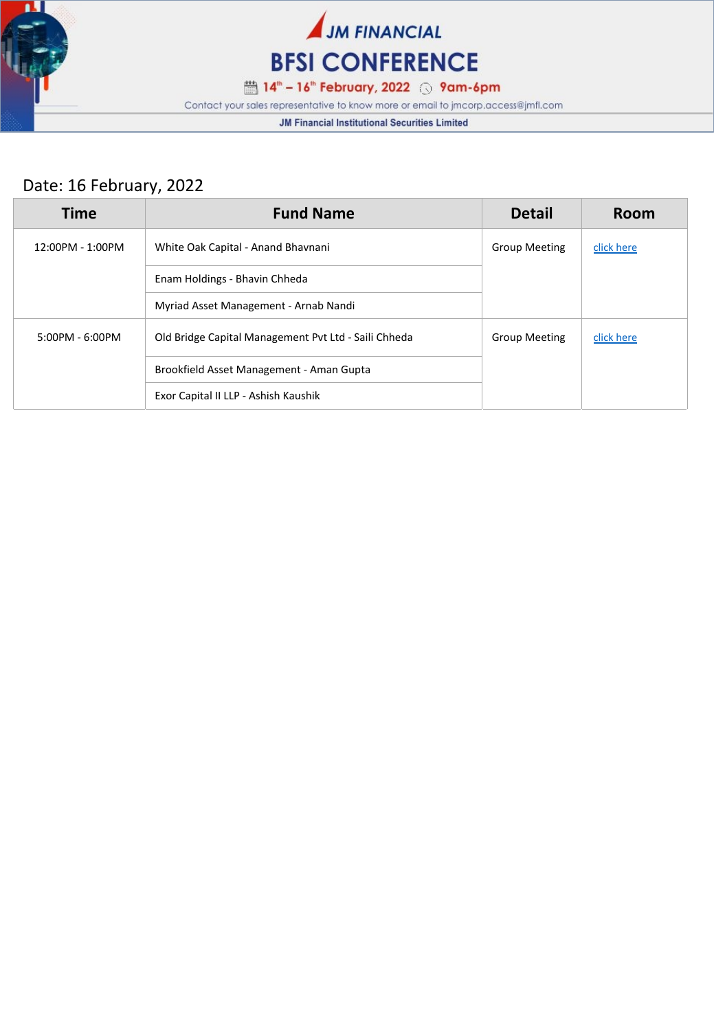Date: 16 February, 2022

| Time | Fund Name | Detail | Room |
|---|---|---|---|
| 12:00PM - 1:00PM | White Oak Capital - Anand Bhavnani | Group Meeting | click here |
| | Enam Holdings - Bhavin Chheda | | |
| | Myriad Asset Management - Arnab Nandi | | |
| 5:00PM - 6:00PM | Old Bridge Capital Management Pvt Ltd - Saili Chheda | Group Meeting | click here |
| | Brookfield Asset Management - Aman Gupta | | |
| | Exor Capital II LLP - Ashish Kaushik | | |